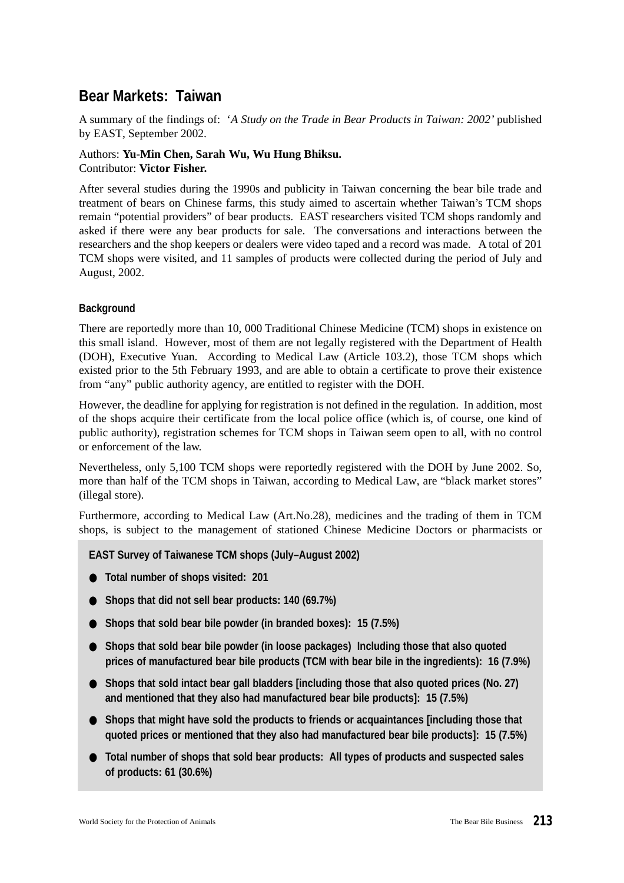# Bear Markets: Taiwan

A summary of the findings of: '*A Study on the Trade in Bear Products in Taiwan: 2002'* published by EAST, September 2002.

Authors: **Yu-Min Chen, Sarah Wu, Wu Hung Bhiksu.**
Contributor: **Victor Fisher.**

After several studies during the 1990s and publicity in Taiwan concerning the bear bile trade and treatment of bears on Chinese farms, this study aimed to ascertain whether Taiwan's TCM shops remain "potential providers" of bear products. EAST researchers visited TCM shops randomly and asked if there were any bear products for sale. The conversations and interactions between the researchers and the shop keepers or dealers were video taped and a record was made. A total of 201 TCM shops were visited, and 11 samples of products were collected during the period of July and August, 2002.

### Background

There are reportedly more than 10, 000 Traditional Chinese Medicine (TCM) shops in existence on this small island. However, most of them are not legally registered with the Department of Health (DOH), Executive Yuan. According to Medical Law (Article 103.2), those TCM shops which existed prior to the 5th February 1993, and are able to obtain a certificate to prove their existence from "any" public authority agency, are entitled to register with the DOH.

However, the deadline for applying for registration is not defined in the regulation. In addition, most of the shops acquire their certificate from the local police office (which is, of course, one kind of public authority), registration schemes for TCM shops in Taiwan seem open to all, with no control or enforcement of the law.

Nevertheless, only 5,100 TCM shops were reportedly registered with the DOH by June 2002. So, more than half of the TCM shops in Taiwan, according to Medical Law, are "black market stores" (illegal store).

Furthermore, according to Medical Law (Art.No.28), medicines and the trading of them in TCM shops, is subject to the management of stationed Chinese Medicine Doctors or pharmacists or

**EAST Survey of Taiwanese TCM shops (July–August 2002)**

- **Total number of shops visited: 201**
- **Shops that did not sell bear products: 140 (69.7%)**
- **Shops that sold bear bile powder (in branded boxes): 15 (7.5%)**
- **Shops that sold bear bile powder (in loose packages) Including those that also quoted prices of manufactured bear bile products (TCM with bear bile in the ingredients): 16 (7.9%)**
- **Shops that sold intact bear gall bladders [including those that also quoted prices (No. 27) and mentioned that they also had manufactured bear bile products]: 15 (7.5%)**
- **Shops that might have sold the products to friends or acquaintances [including those that quoted prices or mentioned that they also had manufactured bear bile products]: 15 (7.5%)**
- **Total number of shops that sold bear products: All types of products and suspected sales of products: 61 (30.6%)**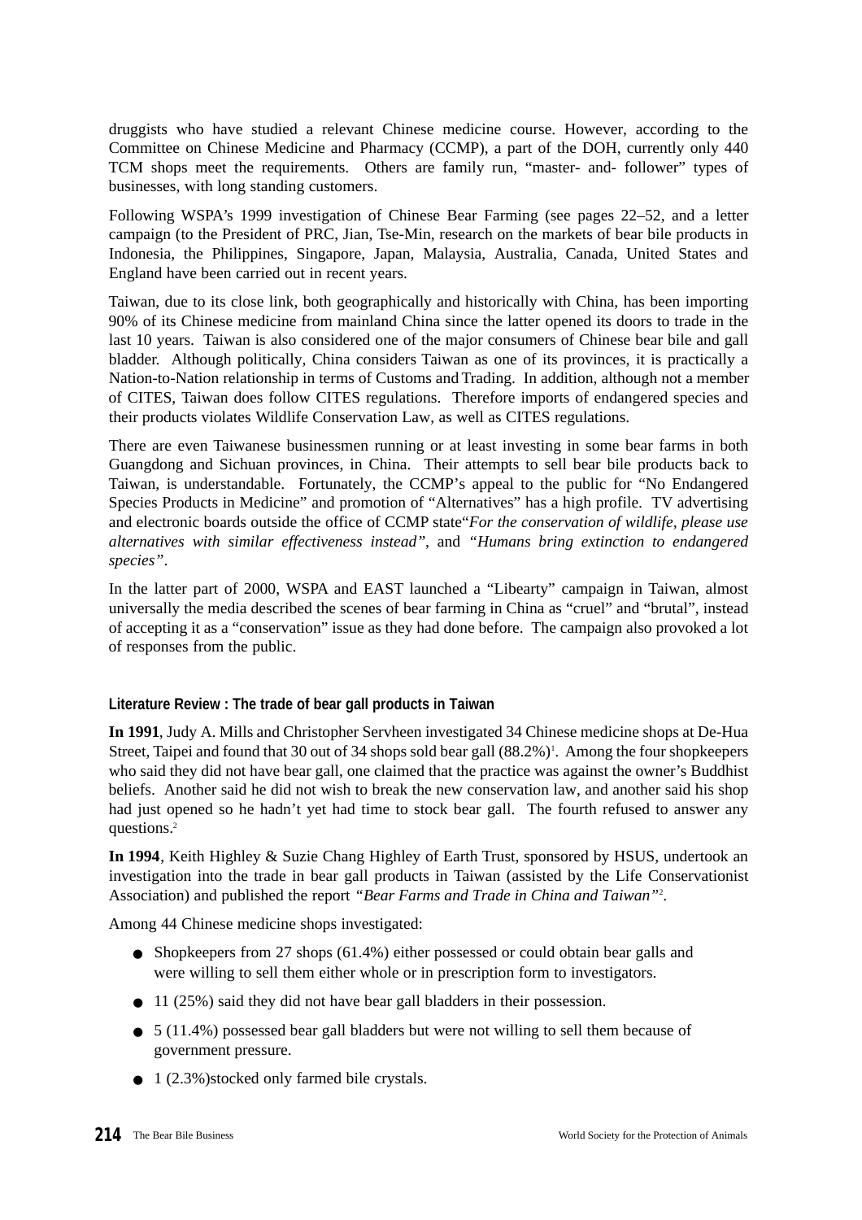druggists who have studied a relevant Chinese medicine course. However, according to the Committee on Chinese Medicine and Pharmacy (CCMP), a part of the DOH, currently only 440 TCM shops meet the requirements. Others are family run, "master- and- follower" types of businesses, with long standing customers.

Following WSPA's 1999 investigation of Chinese Bear Farming (see pages 22–52, and a letter campaign (to the President of PRC, Jian, Tse-Min, research on the markets of bear bile products in Indonesia, the Philippines, Singapore, Japan, Malaysia, Australia, Canada, United States and England have been carried out in recent years.

Taiwan, due to its close link, both geographically and historically with China, has been importing 90% of its Chinese medicine from mainland China since the latter opened its doors to trade in the last 10 years. Taiwan is also considered one of the major consumers of Chinese bear bile and gall bladder. Although politically, China considers Taiwan as one of its provinces, it is practically a Nation-to-Nation relationship in terms of Customs and Trading. In addition, although not a member of CITES, Taiwan does follow CITES regulations. Therefore imports of endangered species and their products violates Wildlife Conservation Law, as well as CITES regulations.

There are even Taiwanese businessmen running or at least investing in some bear farms in both Guangdong and Sichuan provinces, in China. Their attempts to sell bear bile products back to Taiwan, is understandable. Fortunately, the CCMP's appeal to the public for "No Endangered Species Products in Medicine" and promotion of "Alternatives" has a high profile. TV advertising and electronic boards outside the office of CCMP state"*For the conservation of wildlife, please use alternatives with similar effectiveness instead"*, and *"Humans bring extinction to endangered species"*.

In the latter part of 2000, WSPA and EAST launched a "Libearty" campaign in Taiwan, almost universally the media described the scenes of bear farming in China as "cruel" and "brutal", instead of accepting it as a "conservation" issue as they had done before. The campaign also provoked a lot of responses from the public.

**Literature Review : The trade of bear gall products in Taiwan**

**In 1991**, Judy A. Mills and Christopher Servheen investigated 34 Chinese medicine shops at De-Hua Street, Taipei and found that 30 out of 34 shops sold bear gall (88.2%)[1]. Among the four shopkeepers who said they did not have bear gall, one claimed that the practice was against the owner's Buddhist beliefs. Another said he did not wish to break the new conservation law, and another said his shop had just opened so he hadn't yet had time to stock bear gall. The fourth refused to answer any questions.[2]

**In 1994**, Keith Highley & Suzie Chang Highley of Earth Trust, sponsored by HSUS, undertook an investigation into the trade in bear gall products in Taiwan (assisted by the Life Conservationist Association) and published the report *"Bear Farms and Trade in China and Taiwan"*[2].

Among 44 Chinese medicine shops investigated:

- Shopkeepers from 27 shops (61.4%) either possessed or could obtain bear galls and were willing to sell them either whole or in prescription form to investigators.
- 11 (25%) said they did not have bear gall bladders in their possession.
- 5 (11.4%) possessed bear gall bladders but were not willing to sell them because of government pressure.
- 1 (2.3%)stocked only farmed bile crystals.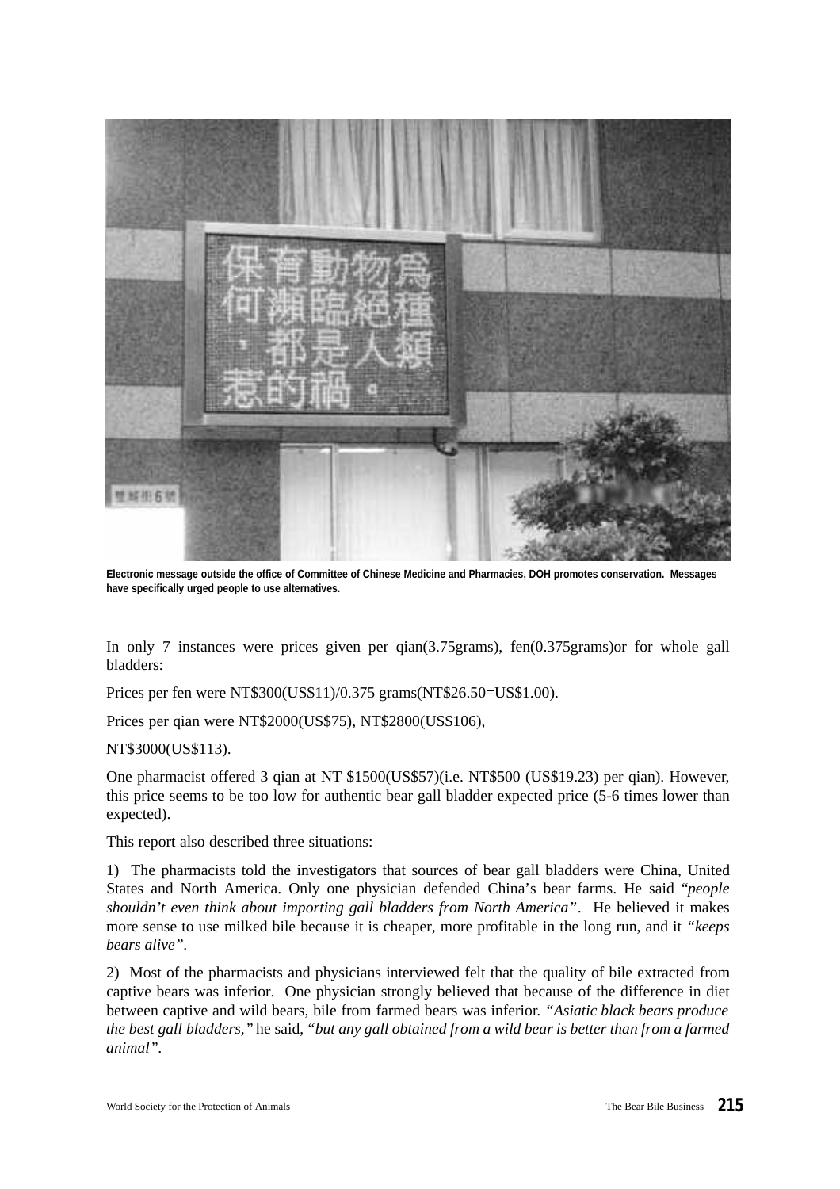Electronic message outside the office of Committee of Chinese Medicine and Pharmacies, DOH promotes conservation. Messages have specifically urged people to use alternatives.

In only 7 instances were prices given per qian(3.75grams), fen(0.375grams)or for whole gall bladders:

Prices per fen were NT$300(US$11)/0.375 grams(NT$26.50=US$1.00).

Prices per qian were NT$2000(US$75), NT$2800(US$106),

NT$3000(US$113).

One pharmacist offered 3 qian at NT $1500(US$57)(i.e. NT$500 (US$19.23) per qian). However, this price seems to be too low for authentic bear gall bladder expected price (5-6 times lower than expected).

This report also described three situations:

1) The pharmacists told the investigators that sources of bear gall bladders were China, United States and North America. Only one physician defended China's bear farms. He said "*people shouldn't even think about importing gall bladders from North America*". He believed it makes more sense to use milked bile because it is cheaper, more profitable in the long run, and it *"keeps bears alive"*.

2) Most of the pharmacists and physicians interviewed felt that the quality of bile extracted from captive bears was inferior. One physician strongly believed that because of the difference in diet between captive and wild bears, bile from farmed bears was inferior. *"Asiatic black bears produce the best gall bladders,"* he said, *"but any gall obtained from a wild bear is better than from a farmed animal"*.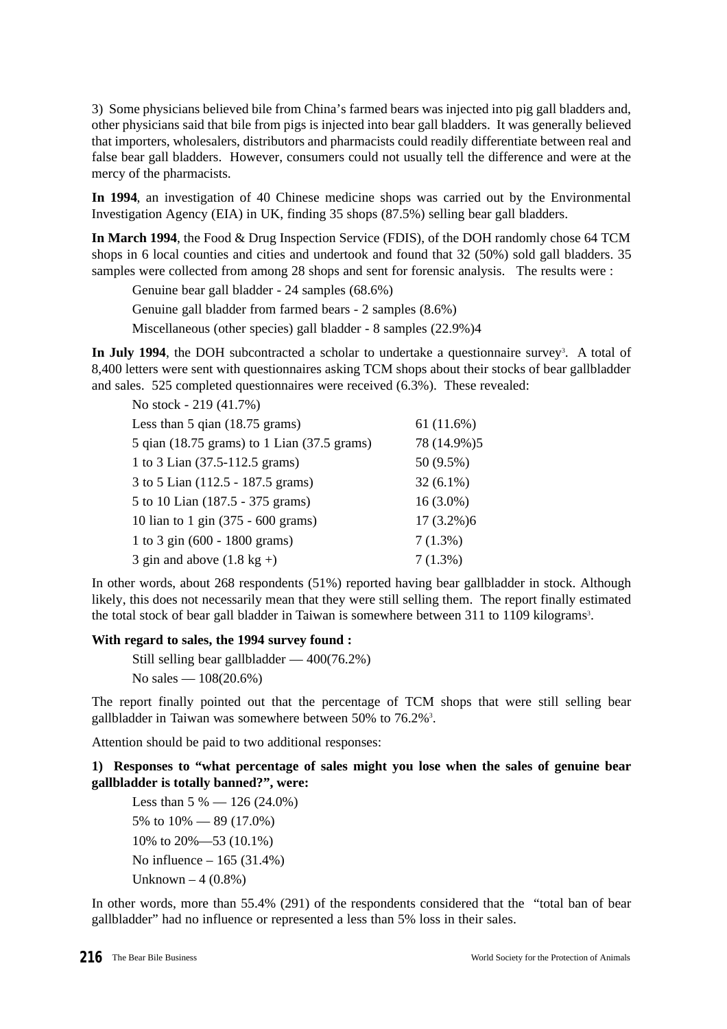3) Some physicians believed bile from China's farmed bears was injected into pig gall bladders and, other physicians said that bile from pigs is injected into bear gall bladders. It was generally believed that importers, wholesalers, distributors and pharmacists could readily differentiate between real and false bear gall bladders. However, consumers could not usually tell the difference and were at the mercy of the pharmacists.

**In 1994**, an investigation of 40 Chinese medicine shops was carried out by the Environmental Investigation Agency (EIA) in UK, finding 35 shops (87.5%) selling bear gall bladders.

**In March 1994**, the Food & Drug Inspection Service (FDIS), of the DOH randomly chose 64 TCM shops in 6 local counties and cities and undertook and found that 32 (50%) sold gall bladders. 35 samples were collected from among 28 shops and sent for forensic analysis. The results were :

Genuine bear gall bladder - 24 samples (68.6%)

Genuine gall bladder from farmed bears - 2 samples (8.6%)

Miscellaneous (other species) gall bladder - 8 samples (22.9%)4

**In July 1994**, the DOH subcontracted a scholar to undertake a questionnaire survey[3]. A total of 8,400 letters were sent with questionnaires asking TCM shops about their stocks of bear gallbladder and sales. 525 completed questionnaires were received (6.3%). These revealed:

| | |
|---|---|
| No stock - 219 (41.7%) | |
| Less than 5 qian (18.75 grams) | 61 (11.6%) |
| 5 qian (18.75 grams) to 1 Lian (37.5 grams) | 78 (14.9%)5 |
| 1 to 3 Lian (37.5-112.5 grams) | 50 (9.5%) |
| 3 to 5 Lian (112.5 - 187.5 grams) | 32 (6.1%) |
| 5 to 10 Lian (187.5 - 375 grams) | 16 (3.0%) |
| 10 lian to 1 gin (375 - 600 grams) | 17 (3.2%)6 |
| 1 to 3 gin (600 - 1800 grams) | 7 (1.3%) |
| 3 gin and above (1.8 kg +) | 7 (1.3%) |

In other words, about 268 respondents (51%) reported having bear gallbladder in stock. Although likely, this does not necessarily mean that they were still selling them. The report finally estimated the total stock of bear gall bladder in Taiwan is somewhere between 311 to 1109 kilograms[3].

**With regard to sales, the 1994 survey found :**

Still selling bear gallbladder — 400(76.2%)

No sales — 108(20.6%)

The report finally pointed out that the percentage of TCM shops that were still selling bear gallbladder in Taiwan was somewhere between 50% to 76.2%[3].

Attention should be paid to two additional responses:

**1) Responses to "what percentage of sales might you lose when the sales of genuine bear gallbladder is totally banned?", were:**

Less than 5 % — 126 (24.0%)

5% to 10% — 89 (17.0%)

10% to 20%—53 (10.1%)

No influence – 165 (31.4%)

Unknown – 4 (0.8%)

In other words, more than 55.4% (291) of the respondents considered that the "total ban of bear gallbladder" had no influence or represented a less than 5% loss in their sales.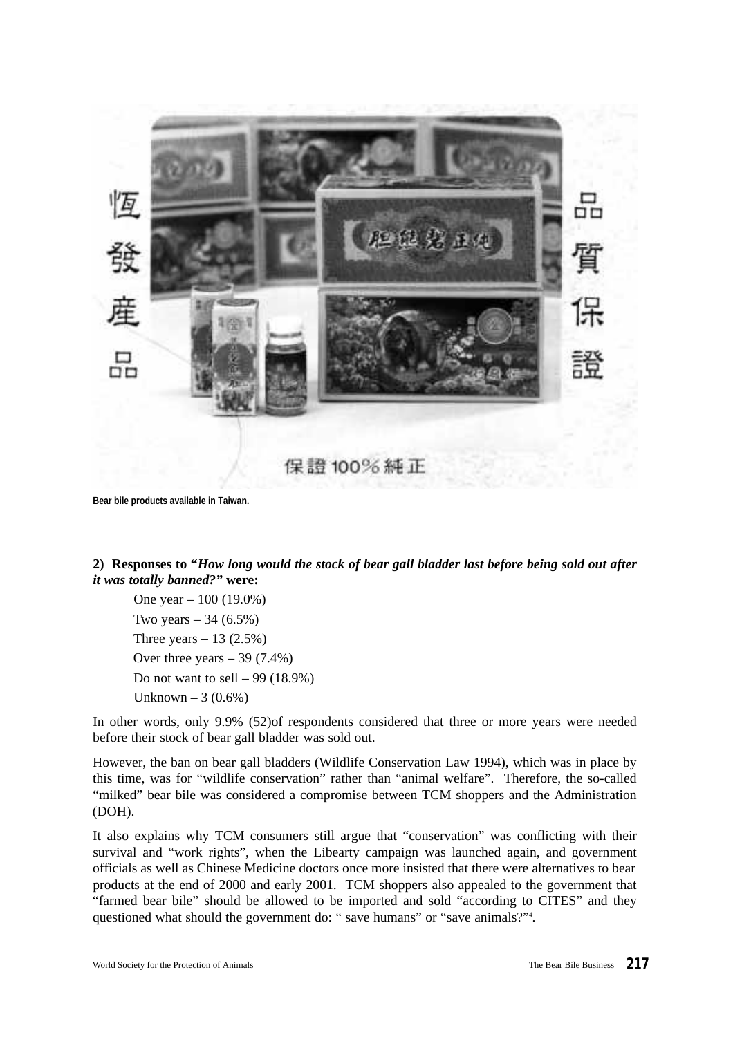Bear bile products available in Taiwan.

**2) Responses to "*How long would the stock of bear gall bladder last before being sold out after it was totally banned?*" were:**

One year – 100 (19.0%)

Two years – 34 (6.5%)

Three years – 13 (2.5%)

Over three years – 39 (7.4%)

Do not want to sell – 99 (18.9%)

Unknown – 3 (0.6%)

In other words, only 9.9% (52)of respondents considered that three or more years were needed before their stock of bear gall bladder was sold out.

However, the ban on bear gall bladders (Wildlife Conservation Law 1994), which was in place by this time, was for "wildlife conservation" rather than "animal welfare". Therefore, the so-called "milked" bear bile was considered a compromise between TCM shoppers and the Administration (DOH).

It also explains why TCM consumers still argue that "conservation" was conflicting with their survival and "work rights", when the Libearty campaign was launched again, and government officials as well as Chinese Medicine doctors once more insisted that there were alternatives to bear products at the end of 2000 and early 2001. TCM shoppers also appealed to the government that "farmed bear bile" should be allowed to be imported and sold "according to CITES" and they questioned what should the government do: " save humans" or "save animals?"[4].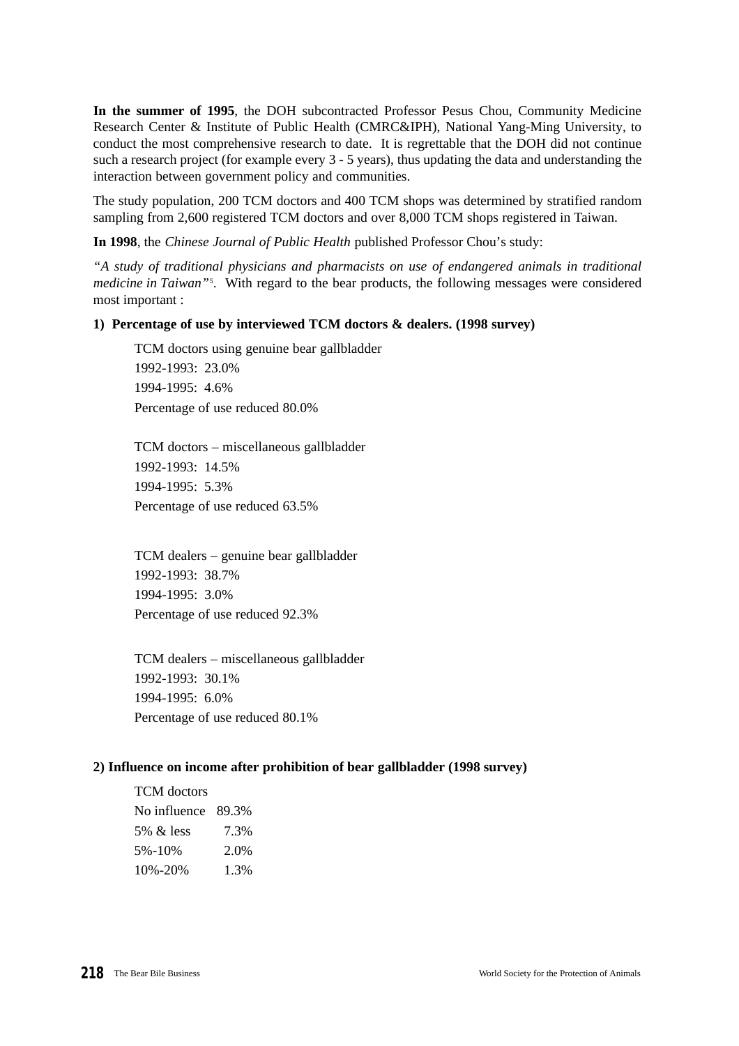**In the summer of 1995**, the DOH subcontracted Professor Pesus Chou, Community Medicine Research Center & Institute of Public Health (CMRC&IPH), National Yang-Ming University, to conduct the most comprehensive research to date. It is regrettable that the DOH did not continue such a research project (for example every 3 - 5 years), thus updating the data and understanding the interaction between government policy and communities.

The study population, 200 TCM doctors and 400 TCM shops was determined by stratified random sampling from 2,600 registered TCM doctors and over 8,000 TCM shops registered in Taiwan.

**In 1998**, the *Chinese Journal of Public Health* published Professor Chou's study:

*"A study of traditional physicians and pharmacists on use of endangered animals in traditional medicine in Taiwan"*[5]. With regard to the bear products, the following messages were considered most important :

**1) Percentage of use by interviewed TCM doctors & dealers. (1998 survey)**

TCM doctors using genuine bear gallbladder
1992-1993: 23.0%
1994-1995: 4.6%
Percentage of use reduced 80.0%

TCM doctors – miscellaneous gallbladder
1992-1993: 14.5%
1994-1995: 5.3%
Percentage of use reduced 63.5%

TCM dealers – genuine bear gallbladder
1992-1993: 38.7%
1994-1995: 3.0%
Percentage of use reduced 92.3%

TCM dealers – miscellaneous gallbladder
1992-1993: 30.1%
1994-1995: 6.0%
Percentage of use reduced 80.1%

**2) Influence on income after prohibition of bear gallbladder (1998 survey)**

| TCM doctors | |
|---|---|
| No influence | 89.3% |
| 5% & less | 7.3% |
| 5%-10% | 2.0% |
| 10%-20% | 1.3% |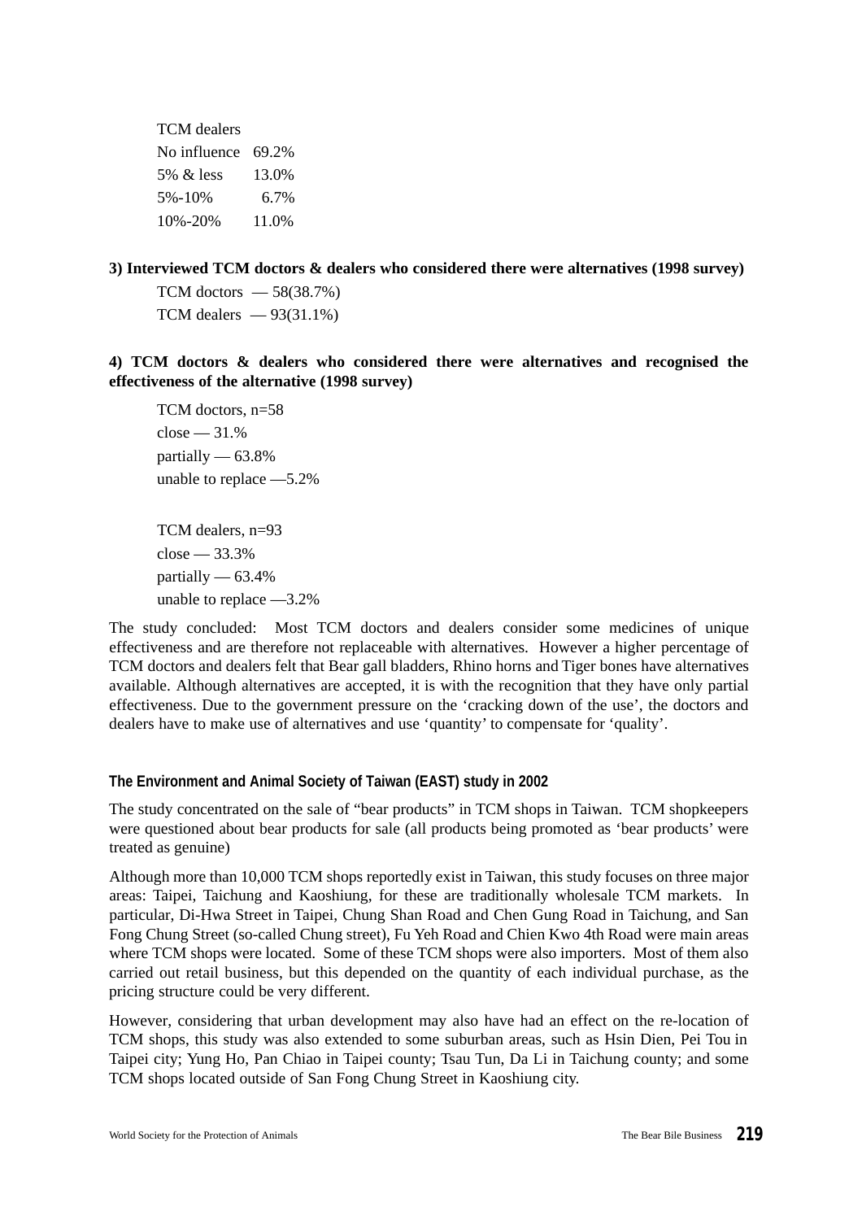TCM dealers

| | |
|---|---|
| No influence | 69.2% |
| 5% & less | 13.0% |
| 5%-10% | 6.7% |
| 10%-20% | 11.0% |

**3) Interviewed TCM doctors & dealers who considered there were alternatives (1998 survey)**

TCM doctors — 58(38.7%)

TCM dealers — 93(31.1%)

**4) TCM doctors & dealers who considered there were alternatives and recognised the effectiveness of the alternative (1998 survey)**

TCM doctors, n=58
close — 31.%
partially — 63.8%
unable to replace —5.2%

TCM dealers, n=93
close — 33.3%
partially — 63.4%
unable to replace —3.2%

The study concluded: Most TCM doctors and dealers consider some medicines of unique effectiveness and are therefore not replaceable with alternatives. However a higher percentage of TCM doctors and dealers felt that Bear gall bladders, Rhino horns and Tiger bones have alternatives available. Although alternatives are accepted, it is with the recognition that they have only partial effectiveness. Due to the government pressure on the 'cracking down of the use', the doctors and dealers have to make use of alternatives and use 'quantity' to compensate for 'quality'.

### The Environment and Animal Society of Taiwan (EAST) study in 2002

The study concentrated on the sale of "bear products" in TCM shops in Taiwan. TCM shopkeepers were questioned about bear products for sale (all products being promoted as 'bear products' were treated as genuine)

Although more than 10,000 TCM shops reportedly exist in Taiwan, this study focuses on three major areas: Taipei, Taichung and Kaoshiung, for these are traditionally wholesale TCM markets. In particular, Di-Hwa Street in Taipei, Chung Shan Road and Chen Gung Road in Taichung, and San Fong Chung Street (so-called Chung street), Fu Yeh Road and Chien Kwo 4th Road were main areas where TCM shops were located. Some of these TCM shops were also importers. Most of them also carried out retail business, but this depended on the quantity of each individual purchase, as the pricing structure could be very different.

However, considering that urban development may also have had an effect on the re-location of TCM shops, this study was also extended to some suburban areas, such as Hsin Dien, Pei Tou in Taipei city; Yung Ho, Pan Chiao in Taipei county; Tsau Tun, Da Li in Taichung county; and some TCM shops located outside of San Fong Chung Street in Kaoshiung city.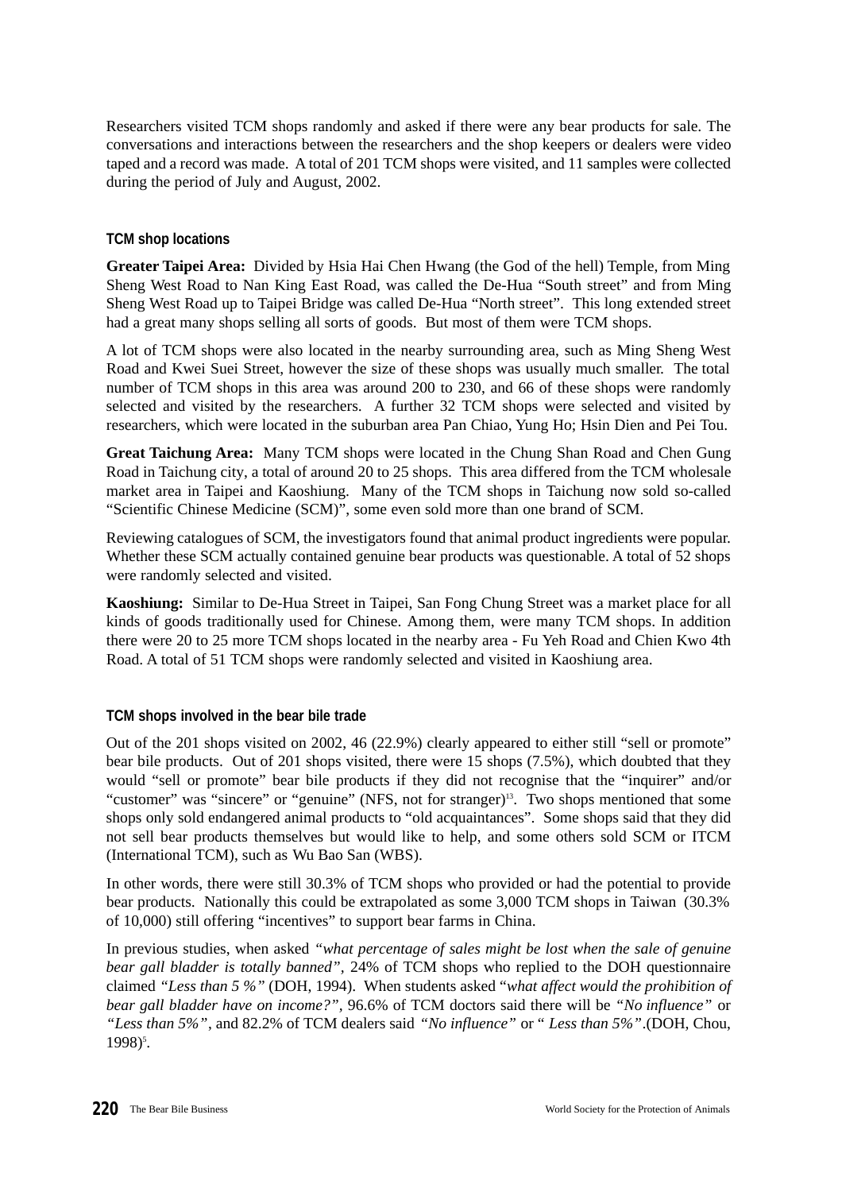Researchers visited TCM shops randomly and asked if there were any bear products for sale. The conversations and interactions between the researchers and the shop keepers or dealers were video taped and a record was made. A total of 201 TCM shops were visited, and 11 samples were collected during the period of July and August, 2002.

#### TCM shop locations

**Greater Taipei Area:** Divided by Hsia Hai Chen Hwang (the God of the hell) Temple, from Ming Sheng West Road to Nan King East Road, was called the De-Hua "South street" and from Ming Sheng West Road up to Taipei Bridge was called De-Hua "North street". This long extended street had a great many shops selling all sorts of goods. But most of them were TCM shops.

A lot of TCM shops were also located in the nearby surrounding area, such as Ming Sheng West Road and Kwei Suei Street, however the size of these shops was usually much smaller. The total number of TCM shops in this area was around 200 to 230, and 66 of these shops were randomly selected and visited by the researchers. A further 32 TCM shops were selected and visited by researchers, which were located in the suburban area Pan Chiao, Yung Ho; Hsin Dien and Pei Tou.

**Great Taichung Area:** Many TCM shops were located in the Chung Shan Road and Chen Gung Road in Taichung city, a total of around 20 to 25 shops. This area differed from the TCM wholesale market area in Taipei and Kaoshiung. Many of the TCM shops in Taichung now sold so-called "Scientific Chinese Medicine (SCM)", some even sold more than one brand of SCM.

Reviewing catalogues of SCM, the investigators found that animal product ingredients were popular. Whether these SCM actually contained genuine bear products was questionable. A total of 52 shops were randomly selected and visited.

**Kaoshiung:** Similar to De-Hua Street in Taipei, San Fong Chung Street was a market place for all kinds of goods traditionally used for Chinese. Among them, were many TCM shops. In addition there were 20 to 25 more TCM shops located in the nearby area - Fu Yeh Road and Chien Kwo 4th Road. A total of 51 TCM shops were randomly selected and visited in Kaoshiung area.

#### TCM shops involved in the bear bile trade

Out of the 201 shops visited on 2002, 46 (22.9%) clearly appeared to either still "sell or promote" bear bile products. Out of 201 shops visited, there were 15 shops (7.5%), which doubted that they would "sell or promote" bear bile products if they did not recognise that the "inquirer" and/or "customer" was "sincere" or "genuine" (NFS, not for stranger)[13]. Two shops mentioned that some shops only sold endangered animal products to "old acquaintances". Some shops said that they did not sell bear products themselves but would like to help, and some others sold SCM or ITCM (International TCM), such as Wu Bao San (WBS).

In other words, there were still 30.3% of TCM shops who provided or had the potential to provide bear products. Nationally this could be extrapolated as some 3,000 TCM shops in Taiwan (30.3% of 10,000) still offering "incentives" to support bear farms in China.

In previous studies, when asked *"what percentage of sales might be lost when the sale of genuine bear gall bladder is totally banned"*, 24% of TCM shops who replied to the DOH questionnaire claimed *"Less than 5 %"* (DOH, 1994). When students asked "*what affect would the prohibition of bear gall bladder have on income?"*, 96.6% of TCM doctors said there will be *"No influence"* or *"Less than 5%"*, and 82.2% of TCM dealers said *"No influence"* or " *Less than 5%"*.(DOH, Chou, 1998)[5].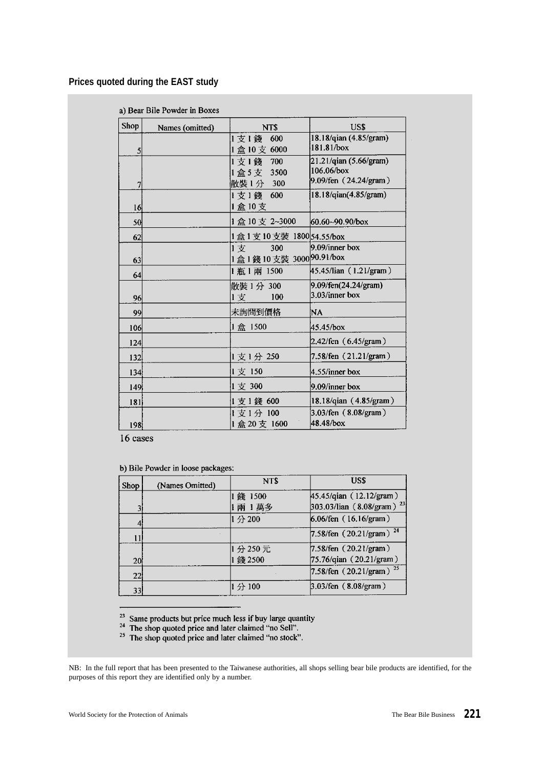**Prices quoted during the EAST study**

a) Bear Bile Powder in Boxes

| Shop | Names (omitted) | NT$ | US$ |
|---|---|---|---|
| 5 | | 1 支 1 錢 600<br>1 盒 10 支 6000 | 18.18/qian (4.85/gram)<br>181.81/box |
| 7 | | 1 支 1 錢 700<br>1 盒 5 支 3500<br>散裝 1 分 300 | 21.21/qian (5.66/gram)<br>106.06/box<br>9.09/fen（24.24/gram） |
| 16 | | 1 支 1 錢 600<br>1 盒 10 支 | 18.18/qian(4.85/gram) |
| 50 | | 1 盒 10 支 2~3000 | 60.60~90.90/box |
| 62 | | 1 盒 1 支 10 支裝 1800 | 54.55/box |
| 63 | | 1 支 300<br>1 盒 1 錢 10 支裝 3000 | 9.09/inner box<br>90.91/box |
| 64 | | 1 瓶 1 兩 1500 | 45.45/lian（1.21/gram） |
| 96 | | 散裝 1 分 300<br>1 支 100 | 9.09/fen(24.24/gram)<br>3.03/inner box |
| 99 | | 未詢問到價格 | NA |
| 106 | | 1 盒 1500 | 45.45/box |
| 124 | | | 2,42/fen（6.45/gram） |
| 132 | | 1 支 1 分 250 | 7.58/fen（21.21/gram） |
| 134 | | 1 支 150 | 4.55/inner box |
| 149 | | 1 支 300 | 9.09/inner box |
| 181 | | 1 支 1 錢 600 | 18.18/qian（4.85/gram） |
| 198 | | 1 支 1 分 100<br>1 盒 20 支 1600 | 3.03/fen（8.08/gram）<br>48.48/box |

16 cases

b) Bile Powder in loose packages:

| Shop | (Names Omitted) | NT$ | US$ |
|---|---|---|---|
| 3 | | 1 錢 1500<br>1 兩 1 萬多 | 45.45/qian（12.12/gram）<br>303.03/lian（8.08/gram）[23] |
| 4 | | 1 分 200 | 6.06/fen（16.16/gram） |
| 11 | | | 7.58/fen（20.21/gram）[24] |
| 20 | | 1 分 250 元<br>1 錢 2500 | 7.58/fen（20.21/gram）<br>75.76/qian（20.21/gram） |
| 22 | | | 7.58/fen（20.21/gram）[25] |
| 33 | | 1 分 100 | 3.03/fen（8.08/gram） |

[23] Same products but price much less if buy large quantity
[24] The shop quoted price and later claimed "no Sell".
[25] The shop quoted price and later claimed "no stock".

NB: In the full report that has been presented to the Taiwanese authorities, all shops selling bear bile products are identified, for the purposes of this report they are identified only by a number.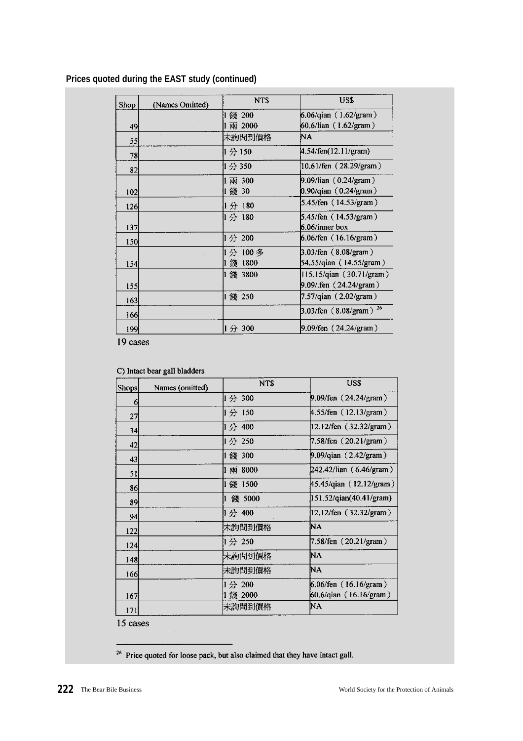**Prices quoted during the EAST study (continued)**

| Shop | (Names Omitted) | NT$ | US$ |
|---|---|---|---|
| 49 | | 1 錢 200<br>1 兩 2000 | 6.06/qian（1.62/gram）<br>60.6/lian（1.62/gram） |
| 55 | | 未詢問到價格 | NA |
| 78 | | 1 分 150 | 4.54/fen(12.11/gram) |
| 82 | | 1 分 350 | 10.61/fen（28.29/gram） |
| 102 | | 1 兩 300<br>1 錢 30 | 9.09/lian（0.24/gram）<br>0.90/qian（0.24/gram） |
| 126 | | 1 分 180 | 5.45/fen（14.53/gram） |
| 137 | | 1 分 180 | 5.45/fen（14.53/gram）<br>6.06/inner box |
| 150 | | 1 分 200 | 6.06/fen（16.16/gram） |
| 154 | | 1 分 100 多<br>1 錢 1800 | 3.03/fen（8.08/gram）<br>54.55/qian（14.55/gram） |
| 155 | | 1 錢 3800 | 115.15/qian（30.71/gram）<br>9.09/.fen（24.24/gram） |
| 163 | | 1 錢 250 | 7.57/qian（2.02/gram） |
| 166 | | | 3.03/fen（8.08/gram）[26] |
| 199 | | 1 分 300 | 9.09/fen（24.24/gram） |

19 cases

C) Intact bear gall bladders

| Shops | Names (omitted) | NT$ | US$ |
|---|---|---|---|
| 6 | | 1 分 300 | 9.09/fen（24.24/gram） |
| 27 | | 1 分 150 | 4.55/fen（12.13/gram） |
| 34 | | 1 分 400 | 12.12/fen（32.32/gram） |
| 42 | | 1 分 250 | 7.58/fen（20.21/gram） |
| 43 | | 1 錢 300 | 9.09/qian（2.42/gram） |
| 51 | | 1 兩 8000 | 242.42/lian（6.46/gram） |
| 86 | | 1 錢 1500 | 45.45/qian（12.12/gram） |
| 89 | | 1 錢 5000 | 151.52/qian(40.41/gram) |
| 94 | | 1 分 400 | 12.12/fen（32.32/gram） |
| 122 | | 未詢問到價格 | NA |
| 124 | | 1 分 250 | 7.58/fen（20.21/gram） |
| 148 | | 未詢問到價格 | NA |
| 166 | | 未詢問到價格 | NA |
| 167 | | 1 分 200<br>1 錢 2000 | 6.06/fen（16.16/gram）<br>60.6/qian（16.16/gram） |
| 171 | | 未詢問到價格 | NA |

15 cases

[26] Price quoted for loose pack, but also claimed that they have intact gall.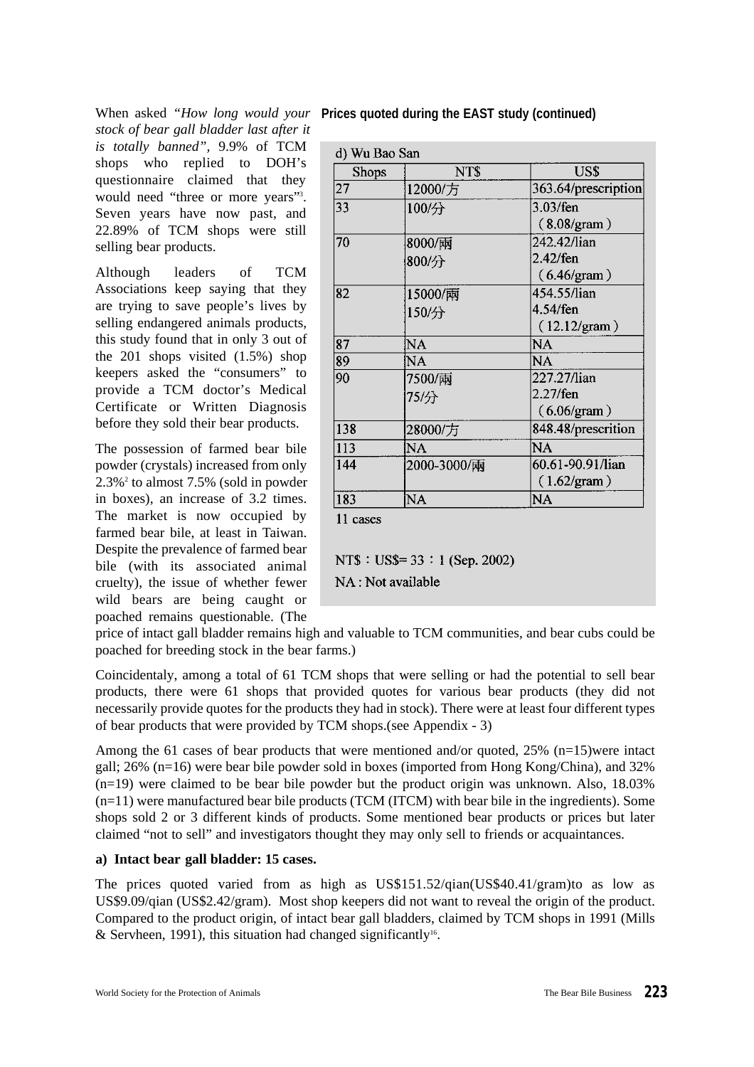When asked *"How long would your stock of bear gall bladder last after it is totally banned"*, 9.9% of TCM shops who replied to DOH's questionnaire claimed that they would need "three or more years"[3]. Seven years have now past, and 22.89% of TCM shops were still selling bear products.

Although leaders of TCM Associations keep saying that they are trying to save people's lives by selling endangered animals products, this study found that in only 3 out of the 201 shops visited (1.5%) shop keepers asked the "consumers" to provide a TCM doctor's Medical Certificate or Written Diagnosis before they sold their bear products.

The possession of farmed bear bile powder (crystals) increased from only 2.3%[2] to almost 7.5% (sold in powder in boxes), an increase of 3.2 times. The market is now occupied by farmed bear bile, at least in Taiwan. Despite the prevalence of farmed bear bile (with its associated animal cruelty), the issue of whether fewer wild bears are being caught or poached remains questionable. (The price of intact gall bladder remains high and valuable to TCM communities, and bear cubs could be poached for breeding stock in the bear farms.)

**Prices quoted during the EAST study (continued)**

d) Wu Bao San

| Shops | NT$ | US$ |
|---|---|---|
| 27 | 12000/方 | 363.64/prescription |
| 33 | 100/分 | 3.03/fen (8.08/gram) |
| 70 | 8000/兩<br>800/分 | 242.42/lian<br>2.42/fen (6.46/gram) |
| 82 | 15000/兩<br>150/分 | 454.55/lian<br>4.54/fen (12.12/gram) |
| 87 | NA | NA |
| 89 | NA | NA |
| 90 | 7500/兩<br>75/分 | 227.27/lian<br>2.27/fen (6.06/gram) |
| 138 | 28000/方 | 848.48/prescrition |
| 113 | NA | NA |
| 144 | 2000-3000/兩 | 60.61-90.91/lian (1.62/gram) |
| 183 | NA | NA |

11 cases

NT$：US$= 33：1 (Sep. 2002)

NA : Not available

Coincidentaly, among a total of 61 TCM shops that were selling or had the potential to sell bear products, there were 61 shops that provided quotes for various bear products (they did not necessarily provide quotes for the products they had in stock). There were at least four different types of bear products that were provided by TCM shops.(see Appendix - 3)

Among the 61 cases of bear products that were mentioned and/or quoted, 25% (n=15)were intact gall; 26% (n=16) were bear bile powder sold in boxes (imported from Hong Kong/China), and 32% (n=19) were claimed to be bear bile powder but the product origin was unknown. Also, 18.03% (n=11) were manufactured bear bile products (TCM (ITCM) with bear bile in the ingredients). Some shops sold 2 or 3 different kinds of products. Some mentioned bear products or prices but later claimed "not to sell" and investigators thought they may only sell to friends or acquaintances.

**a) Intact bear gall bladder: 15 cases.**

The prices quoted varied from as high as US$151.52/qian(US$40.41/gram)to as low as US$9.09/qian (US$2.42/gram). Most shop keepers did not want to reveal the origin of the product. Compared to the product origin, of intact bear gall bladders, claimed by TCM shops in 1991 (Mills & Servheen, 1991), this situation had changed significantly[16].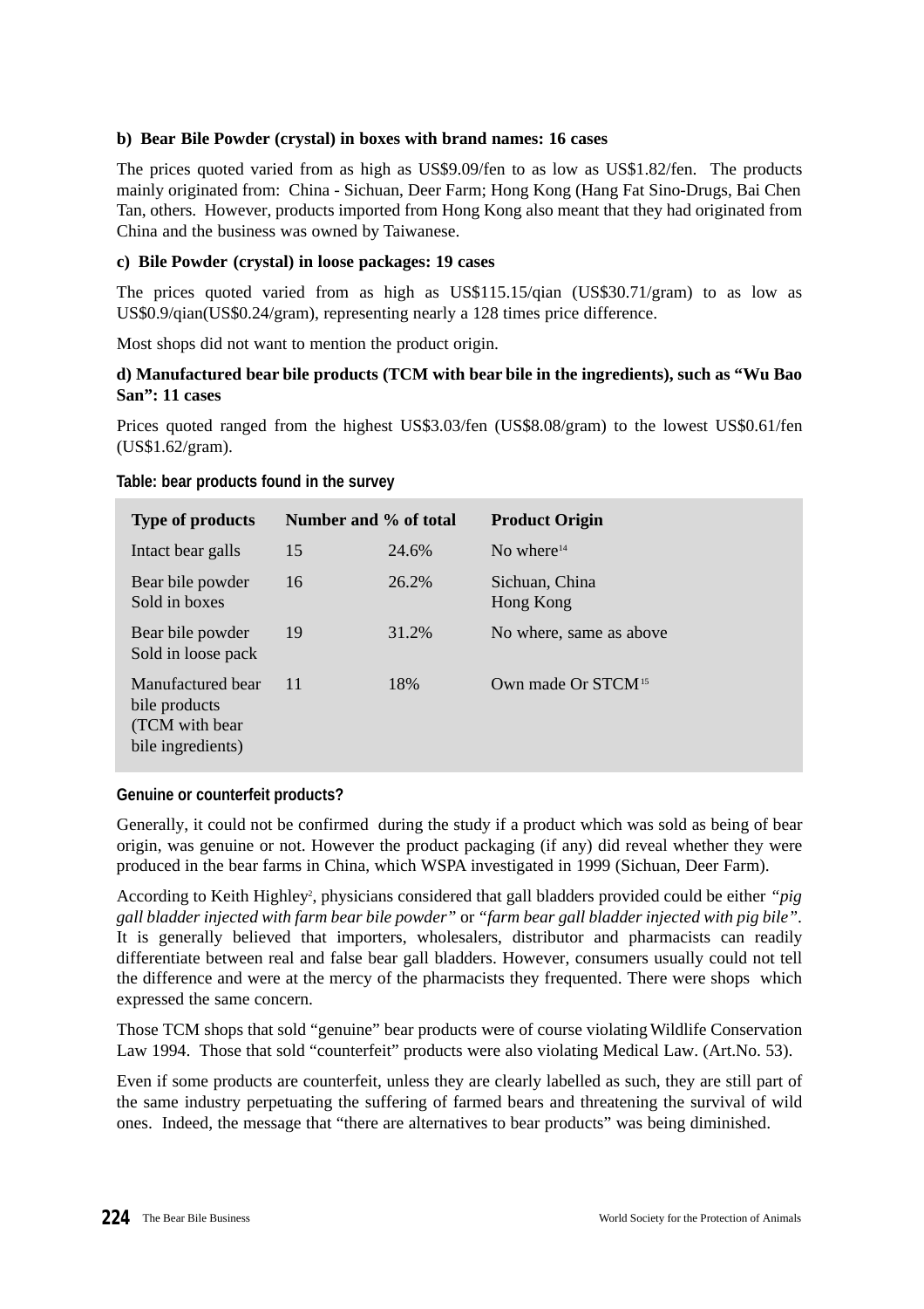**b) Bear Bile Powder (crystal) in boxes with brand names: 16 cases**

The prices quoted varied from as high as US$9.09/fen to as low as US$1.82/fen. The products mainly originated from: China - Sichuan, Deer Farm; Hong Kong (Hang Fat Sino-Drugs, Bai Chen Tan, others. However, products imported from Hong Kong also meant that they had originated from China and the business was owned by Taiwanese.

**c) Bile Powder (crystal) in loose packages: 19 cases**

The prices quoted varied from as high as US$115.15/qian (US$30.71/gram) to as low as US$0.9/qian(US$0.24/gram), representing nearly a 128 times price difference.

Most shops did not want to mention the product origin.

**d) Manufactured bear bile products (TCM with bear bile in the ingredients), such as "Wu Bao San": 11 cases**

Prices quoted ranged from the highest US$3.03/fen (US$8.08/gram) to the lowest US$0.61/fen (US$1.62/gram).

**Table: bear products found in the survey**

| Type of products | Number and % of total | | Product Origin |
|---|---|---|---|
| Intact bear galls | 15 | 24.6% | No where[14] |
| Bear bile powder Sold in boxes | 16 | 26.2% | Sichuan, China Hong Kong |
| Bear bile powder Sold in loose pack | 19 | 31.2% | No where, same as above |
| Manufactured bear bile products (TCM with bear bile ingredients) | 11 | 18% | Own made Or STCM[15] |

**Genuine or counterfeit products?**

Generally, it could not be confirmed during the study if a product which was sold as being of bear origin, was genuine or not. However the product packaging (if any) did reveal whether they were produced in the bear farms in China, which WSPA investigated in 1999 (Sichuan, Deer Farm).

According to Keith Highley[2], physicians considered that gall bladders provided could be either *"pig gall bladder injected with farm bear bile powder"* or *"farm bear gall bladder injected with pig bile"*. It is generally believed that importers, wholesalers, distributor and pharmacists can readily differentiate between real and false bear gall bladders. However, consumers usually could not tell the difference and were at the mercy of the pharmacists they frequented. There were shops which expressed the same concern.

Those TCM shops that sold "genuine" bear products were of course violating Wildlife Conservation Law 1994. Those that sold "counterfeit" products were also violating Medical Law. (Art.No. 53).

Even if some products are counterfeit, unless they are clearly labelled as such, they are still part of the same industry perpetuating the suffering of farmed bears and threatening the survival of wild ones. Indeed, the message that "there are alternatives to bear products" was being diminished.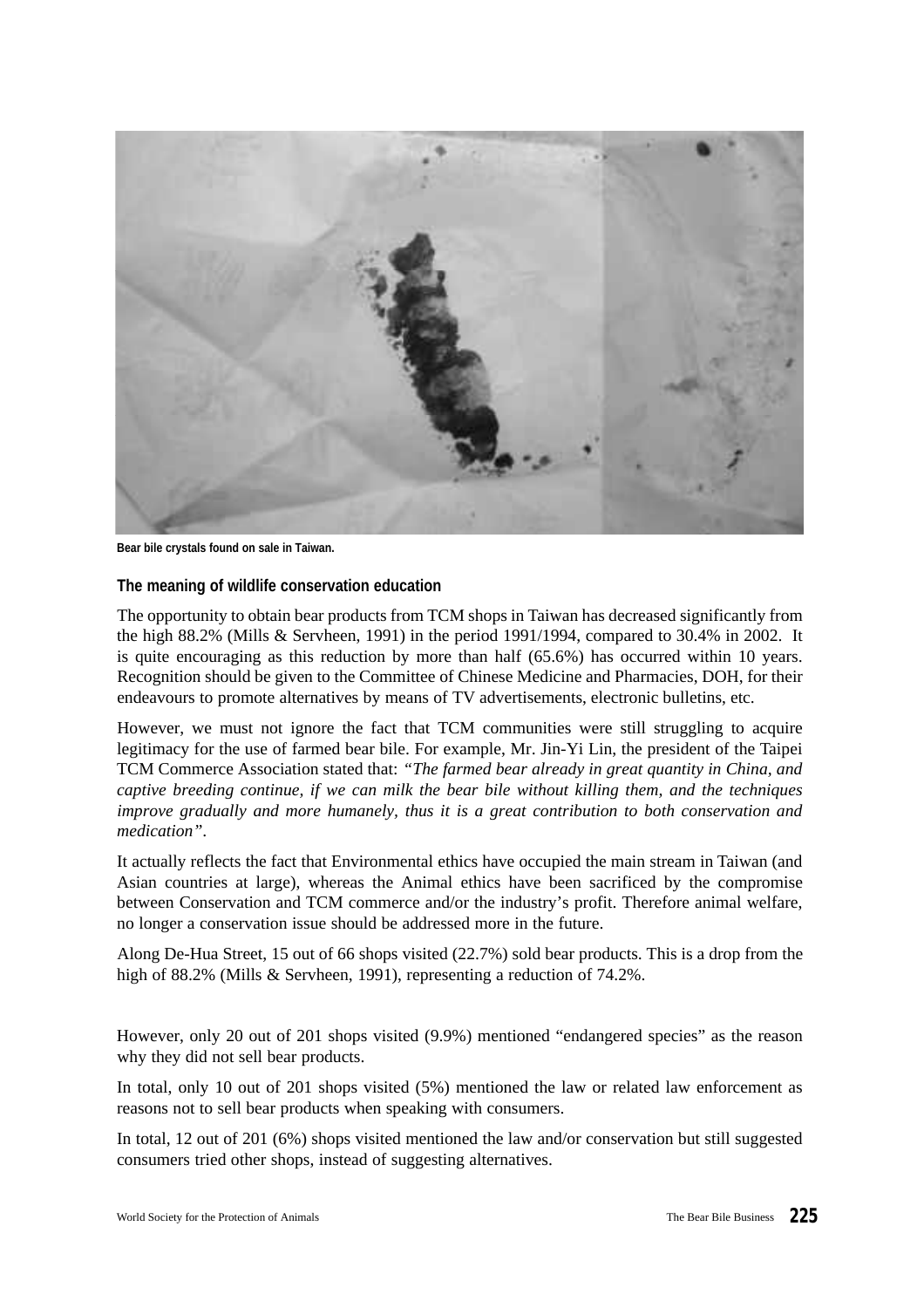Bear bile crystals found on sale in Taiwan.

### The meaning of wildlife conservation education

The opportunity to obtain bear products from TCM shops in Taiwan has decreased significantly from the high 88.2% (Mills & Servheen, 1991) in the period 1991/1994, compared to 30.4% in 2002. It is quite encouraging as this reduction by more than half (65.6%) has occurred within 10 years. Recognition should be given to the Committee of Chinese Medicine and Pharmacies, DOH, for their endeavours to promote alternatives by means of TV advertisements, electronic bulletins, etc.

However, we must not ignore the fact that TCM communities were still struggling to acquire legitimacy for the use of farmed bear bile. For example, Mr. Jin-Yi Lin, the president of the Taipei TCM Commerce Association stated that: *"The farmed bear already in great quantity in China, and captive breeding continue, if we can milk the bear bile without killing them, and the techniques improve gradually and more humanely, thus it is a great contribution to both conservation and medication"*.

It actually reflects the fact that Environmental ethics have occupied the main stream in Taiwan (and Asian countries at large), whereas the Animal ethics have been sacrificed by the compromise between Conservation and TCM commerce and/or the industry's profit. Therefore animal welfare, no longer a conservation issue should be addressed more in the future.

Along De-Hua Street, 15 out of 66 shops visited (22.7%) sold bear products. This is a drop from the high of 88.2% (Mills & Servheen, 1991), representing a reduction of 74.2%.

However, only 20 out of 201 shops visited (9.9%) mentioned "endangered species" as the reason why they did not sell bear products.

In total, only 10 out of 201 shops visited (5%) mentioned the law or related law enforcement as reasons not to sell bear products when speaking with consumers.

In total, 12 out of 201 (6%) shops visited mentioned the law and/or conservation but still suggested consumers tried other shops, instead of suggesting alternatives.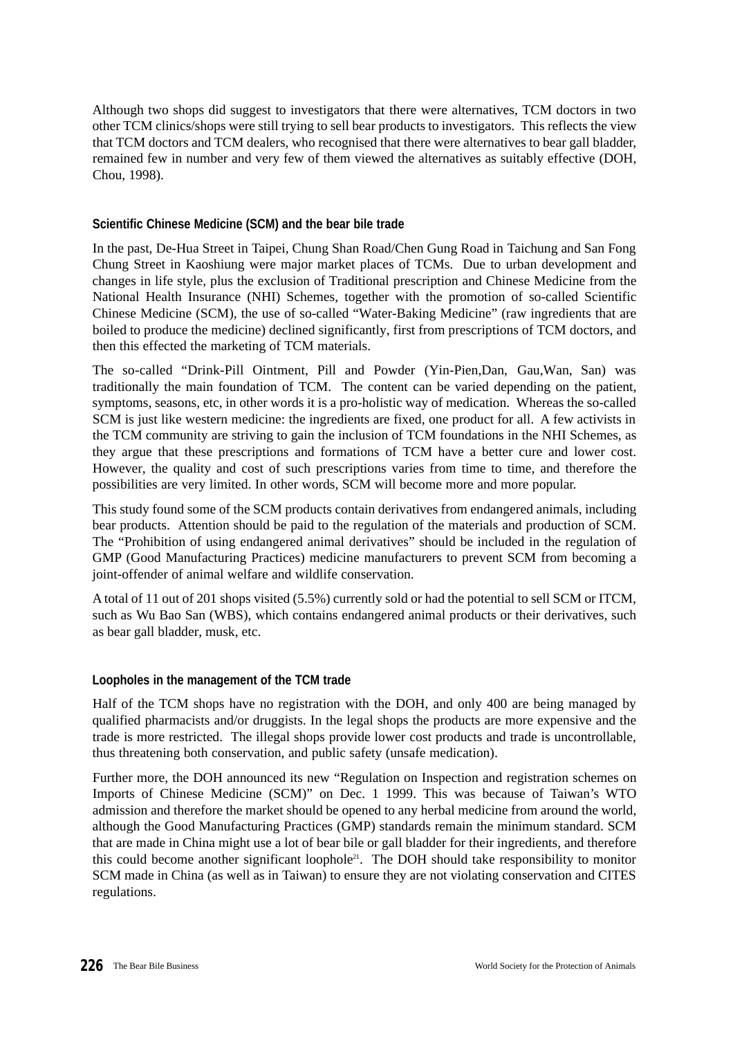Although two shops did suggest to investigators that there were alternatives, TCM doctors in two other TCM clinics/shops were still trying to sell bear products to investigators. This reflects the view that TCM doctors and TCM dealers, who recognised that there were alternatives to bear gall bladder, remained few in number and very few of them viewed the alternatives as suitably effective (DOH, Chou, 1998).

### Scientific Chinese Medicine (SCM) and the bear bile trade

In the past, De-Hua Street in Taipei, Chung Shan Road/Chen Gung Road in Taichung and San Fong Chung Street in Kaoshiung were major market places of TCMs. Due to urban development and changes in life style, plus the exclusion of Traditional prescription and Chinese Medicine from the National Health Insurance (NHI) Schemes, together with the promotion of so-called Scientific Chinese Medicine (SCM), the use of so-called "Water-Baking Medicine" (raw ingredients that are boiled to produce the medicine) declined significantly, first from prescriptions of TCM doctors, and then this effected the marketing of TCM materials.

The so-called "Drink-Pill Ointment, Pill and Powder (Yin-Pien,Dan, Gau,Wan, San) was traditionally the main foundation of TCM. The content can be varied depending on the patient, symptoms, seasons, etc, in other words it is a pro-holistic way of medication. Whereas the so-called SCM is just like western medicine: the ingredients are fixed, one product for all. A few activists in the TCM community are striving to gain the inclusion of TCM foundations in the NHI Schemes, as they argue that these prescriptions and formations of TCM have a better cure and lower cost. However, the quality and cost of such prescriptions varies from time to time, and therefore the possibilities are very limited. In other words, SCM will become more and more popular.

This study found some of the SCM products contain derivatives from endangered animals, including bear products. Attention should be paid to the regulation of the materials and production of SCM. The "Prohibition of using endangered animal derivatives" should be included in the regulation of GMP (Good Manufacturing Practices) medicine manufacturers to prevent SCM from becoming a joint-offender of animal welfare and wildlife conservation.

A total of 11 out of 201 shops visited (5.5%) currently sold or had the potential to sell SCM or ITCM, such as Wu Bao San (WBS), which contains endangered animal products or their derivatives, such as bear gall bladder, musk, etc.

### Loopholes in the management of the TCM trade

Half of the TCM shops have no registration with the DOH, and only 400 are being managed by qualified pharmacists and/or druggists. In the legal shops the products are more expensive and the trade is more restricted. The illegal shops provide lower cost products and trade is uncontrollable, thus threatening both conservation, and public safety (unsafe medication).

Further more, the DOH announced its new "Regulation on Inspection and registration schemes on Imports of Chinese Medicine (SCM)" on Dec. 1 1999. This was because of Taiwan's WTO admission and therefore the market should be opened to any herbal medicine from around the world, although the Good Manufacturing Practices (GMP) standards remain the minimum standard. SCM that are made in China might use a lot of bear bile or gall bladder for their ingredients, and therefore this could become another significant loophole[21]. The DOH should take responsibility to monitor SCM made in China (as well as in Taiwan) to ensure they are not violating conservation and CITES regulations.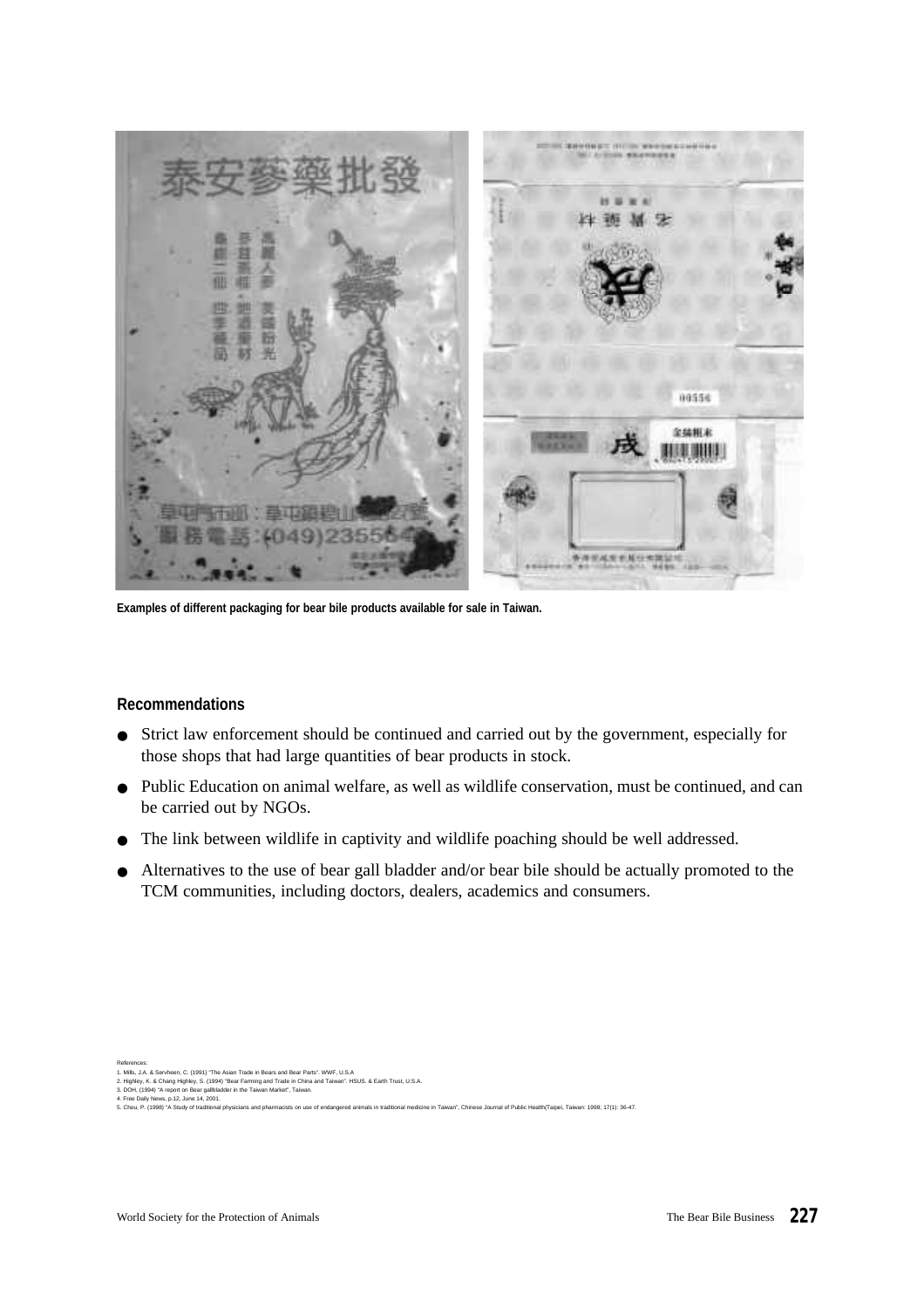Examples of different packaging for bear bile products available for sale in Taiwan.

### Recommendations

- Strict law enforcement should be continued and carried out by the government, especially for those shops that had large quantities of bear products in stock.
- Public Education on animal welfare, as well as wildlife conservation, must be continued, and can be carried out by NGOs.
- The link between wildlife in captivity and wildlife poaching should be well addressed.
- Alternatives to the use of bear gall bladder and/or bear bile should be actually promoted to the TCM communities, including doctors, dealers, academics and consumers.

References:
1. Mills, J.A. & Servheen, C. (1991) "The Asian Trade in Bears and Bear Parts". WWF, U.S.A
2. Highley, K. & Chang Highley, S. (1994) "Bear Farming and Trade in China and Taiwan". HSUS. & Earth Trust, U.S.A.
3. DOH, (1994) "A report on Bear gallbladder in the Taiwan Market", Taiwan.
4. Free Daily News, p.12, June 14, 2001.
5. Chou, P. (1998) "A Study of traditional physicians and pharmacists on use of endangered animals in traditional medicine in Taiwan", Chinese Journal of Public Health(Taipei, Taiwan: 1998; 17(1): 36-47.